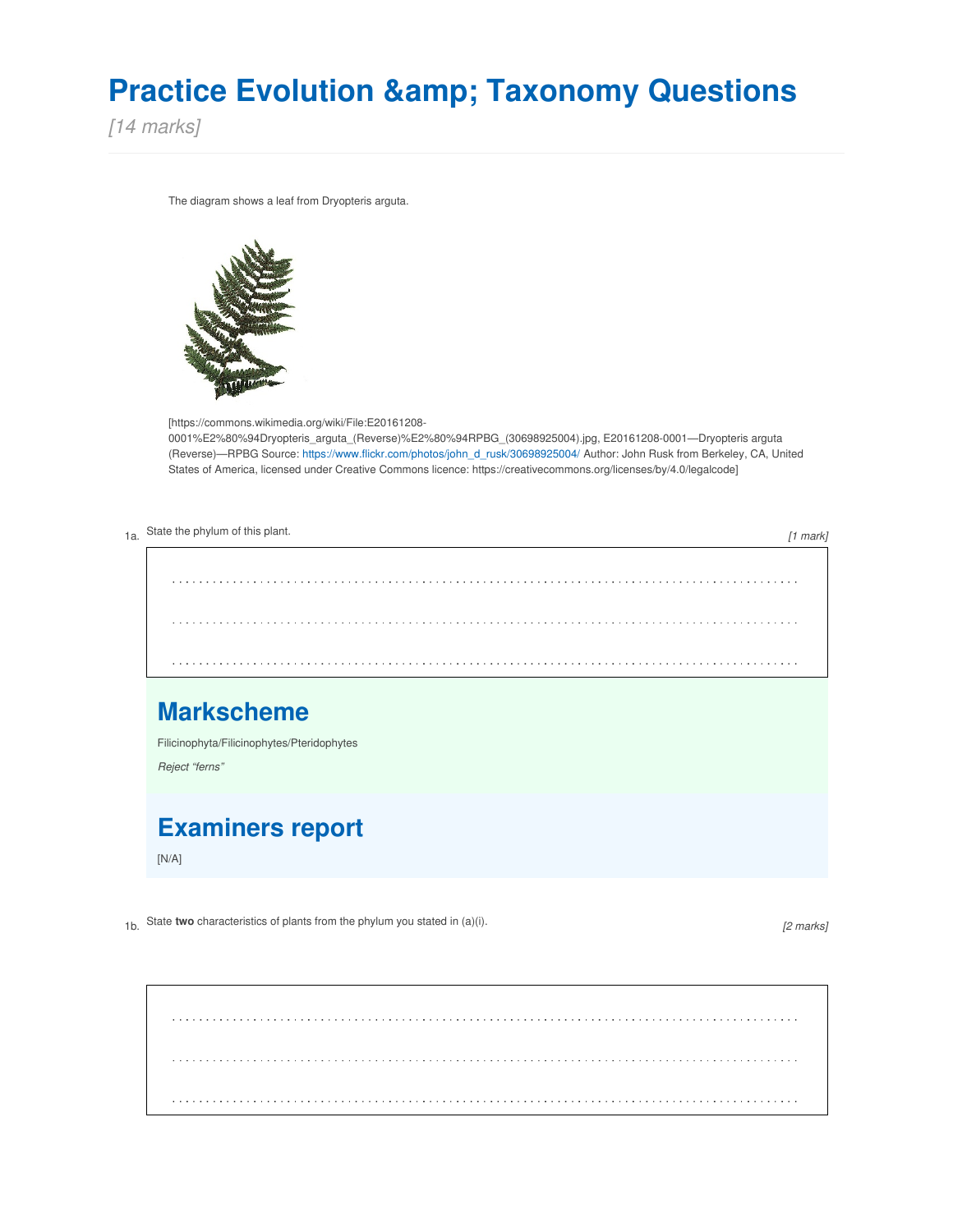# Practice Evolution &amp; Taxonomy Questions

*[14 marks]*

The diagram shows a leaf from Dryopteris arguta.

[https://commons.wikimedia.org/wiki/File:E20161208-0001%E2%80%94Dryopteris_arguta_(Reverse)%E2%80%94RPBG_(30698925004).jpg, E20161208-0001—Dryopteris arguta (Reverse)—RPBG Source: https://www.flickr.com/photos/john_d_rusk/30698925004/ Author: John Rusk from Berkeley, CA, United States of America, licensed under Creative Commons licence: https://creativecommons.org/licenses/by/4.0/legalcode]

1a. State the phylum of this plant. *[1 mark]*

## Markscheme

Filicinophyta/Filicinophytes/Pteridophytes

*Reject "ferns"*

## Examiners report

[N/A]

1b. State **two** characteristics of plants from the phylum you stated in (a)(i). *[2 marks]*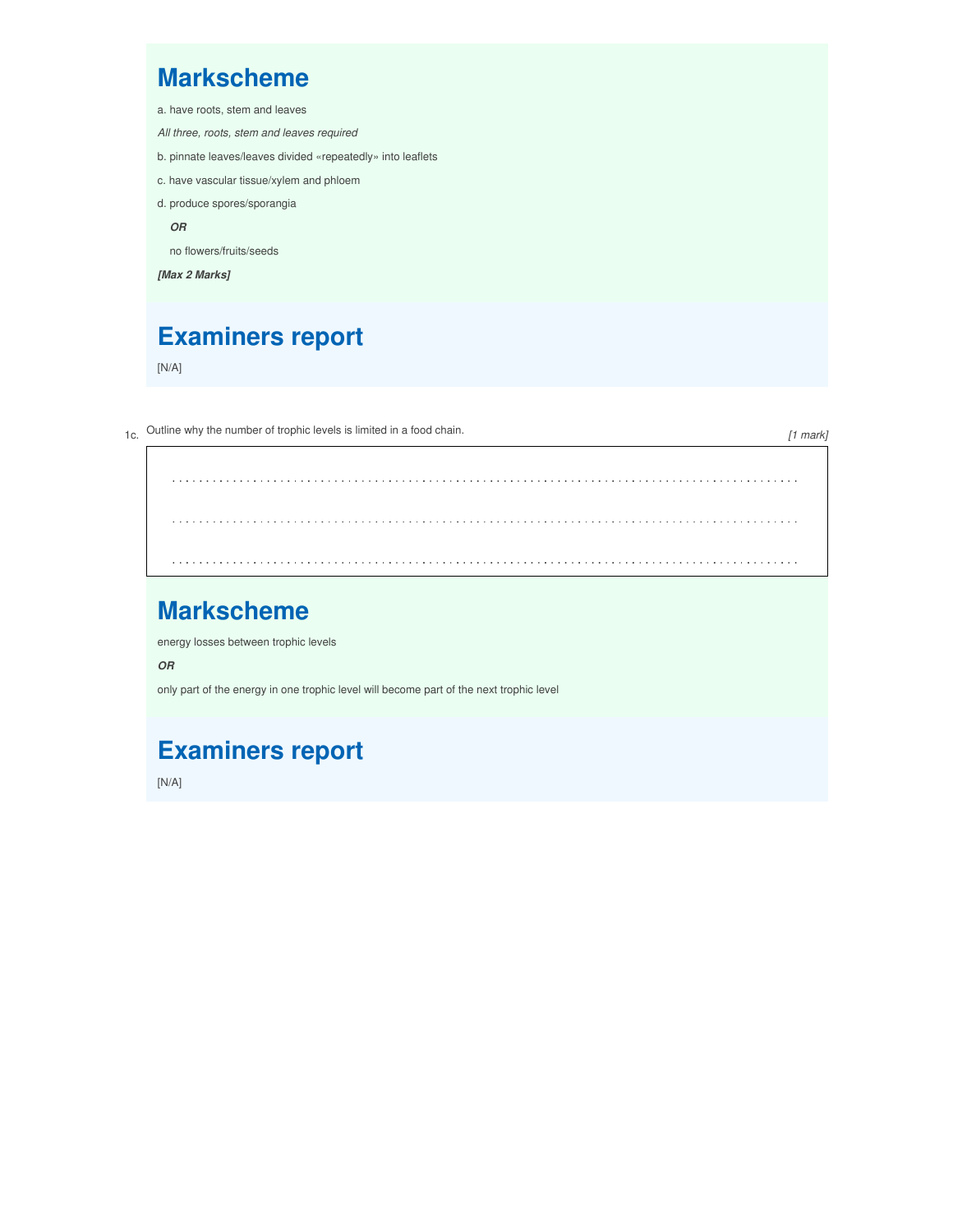## Markscheme

a. have roots, stem and leaves

*All three, roots, stem and leaves required*

b. pinnate leaves/leaves divided «repeatedly» into leaflets

c. have vascular tissue/xylem and phloem

d. produce spores/sporangia

***OR***

no flowers/fruits/seeds

***[Max 2 Marks]***

## Examiners report

[N/A]

1c. Outline why the number of trophic levels is limited in a food chain. *[1 mark]*

. . . . . . . . . . . . . . . . . . . . . . . . . . . . . . . . . . . . . . . . . . . . . . . . . . . . . . . . . . . . . . . . . . . . . . . . . . . . . . . . . . . . . . . . . . . . . . .

. . . . . . . . . . . . . . . . . . . . . . . . . . . . . . . . . . . . . . . . . . . . . . . . . . . . . . . . . . . . . . . . . . . . . . . . . . . . . . . . . . . . . . . . . . . . . . .

. . . . . . . . . . . . . . . . . . . . . . . . . . . . . . . . . . . . . . . . . . . . . . . . . . . . . . . . . . . . . . . . . . . . . . . . . . . . . . . . . . . . . . . . . . . . . . .

## Markscheme

energy losses between trophic levels

***OR***

only part of the energy in one trophic level will become part of the next trophic level

## Examiners report

[N/A]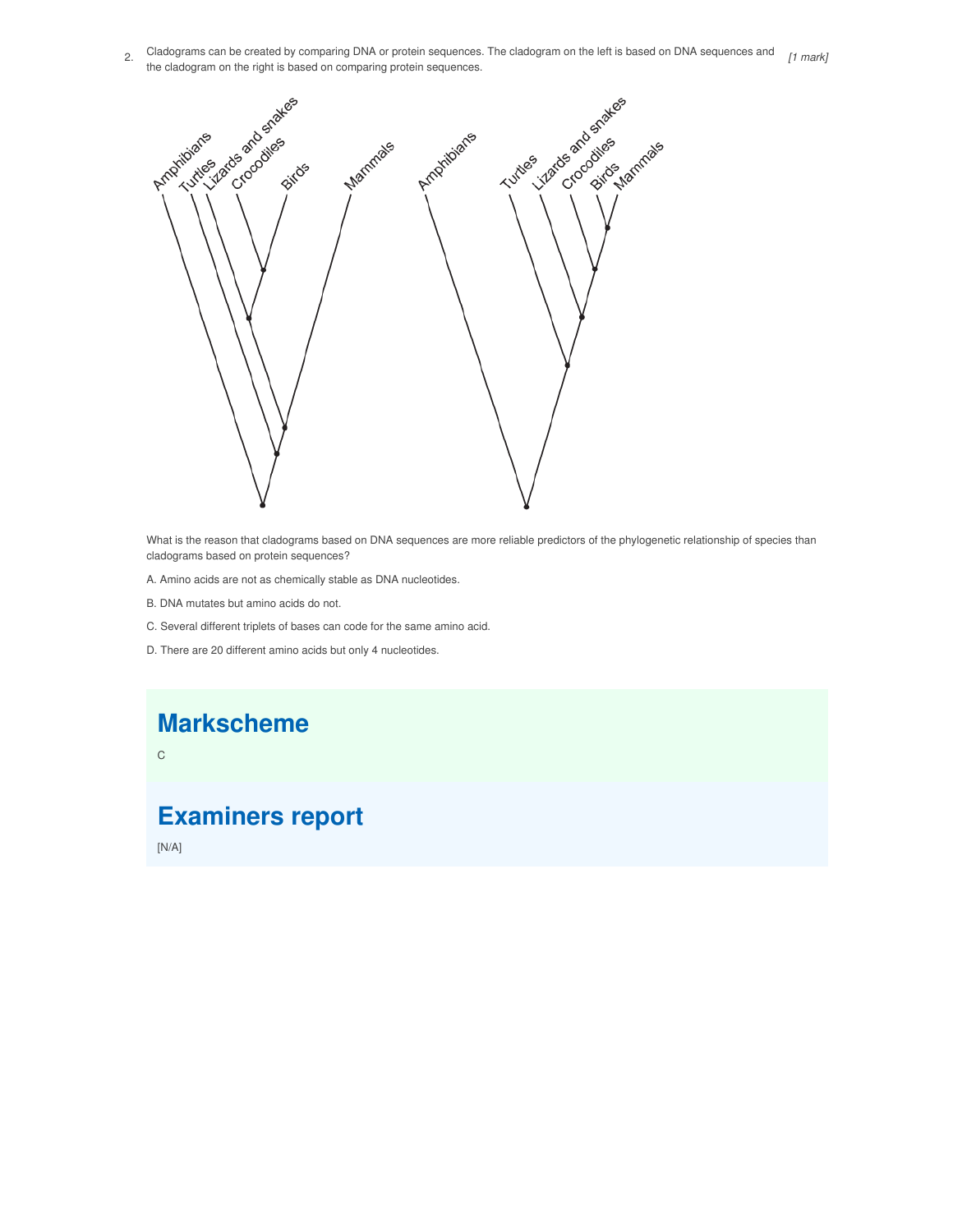2. Cladograms can be created by comparing DNA or protein sequences. The cladogram on the left is based on DNA sequences and the cladogram on the right is based on comparing protein sequences. *[1 mark]*

What is the reason that cladograms based on DNA sequences are more reliable predictors of the phylogenetic relationship of species than cladograms based on protein sequences?

A. Amino acids are not as chemically stable as DNA nucleotides.

B. DNA mutates but amino acids do not.

C. Several different triplets of bases can code for the same amino acid.

D. There are 20 different amino acids but only 4 nucleotides.

## Markscheme

C

## Examiners report

[N/A]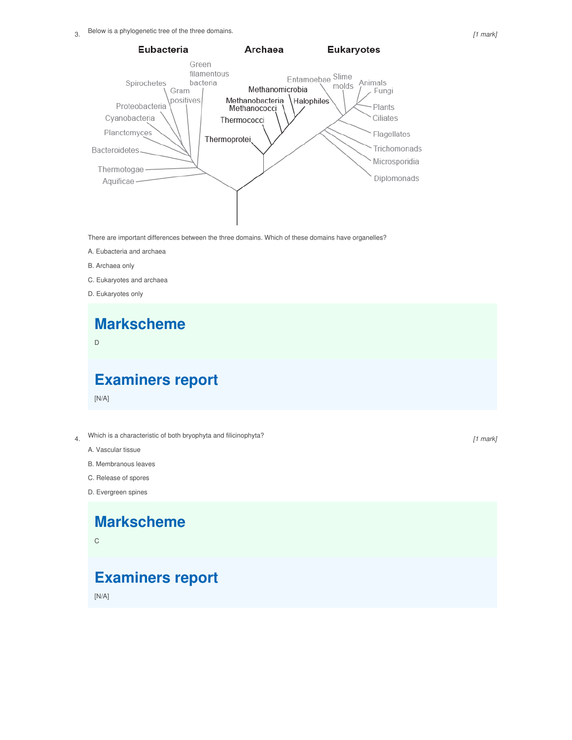3. Below is a phylogenetic tree of the three domains.

*[1 mark]*

There are important differences between the three domains. Which of these domains have organelles?

A. Eubacteria and archaea

B. Archaea only

C. Eukaryotes and archaea

D. Eukaryotes only

## Markscheme

D

## Examiners report

[N/A]

4. Which is a characteristic of both bryophyta and filicinophyta?

*[1 mark]*

A. Vascular tissue

B. Membranous leaves

C. Release of spores

D. Evergreen spines

## Markscheme

C

## Examiners report

[N/A]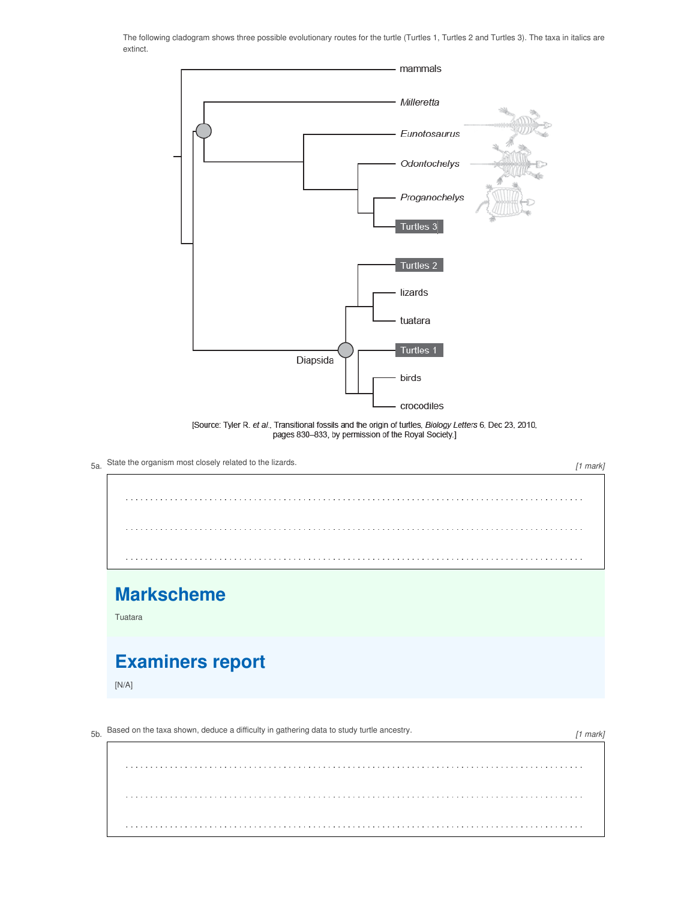The following cladogram shows three possible evolutionary routes for the turtle (Turtles 1, Turtles 2 and Turtles 3). The taxa in italics are extinct.

[Source: Tyler R. *et al*., Transitional fossils and the origin of turtles. *Biology Letters* 6. Dec 23. 2010. pages 830–833, by permission of the Royal Society.]

5a. State the organism most closely related to the lizards. *[1 mark]*

## Markscheme

Tuatara

## Examiners report

[N/A]

5b. Based on the taxa shown, deduce a difficulty in gathering data to study turtle ancestry. *[1 mark]*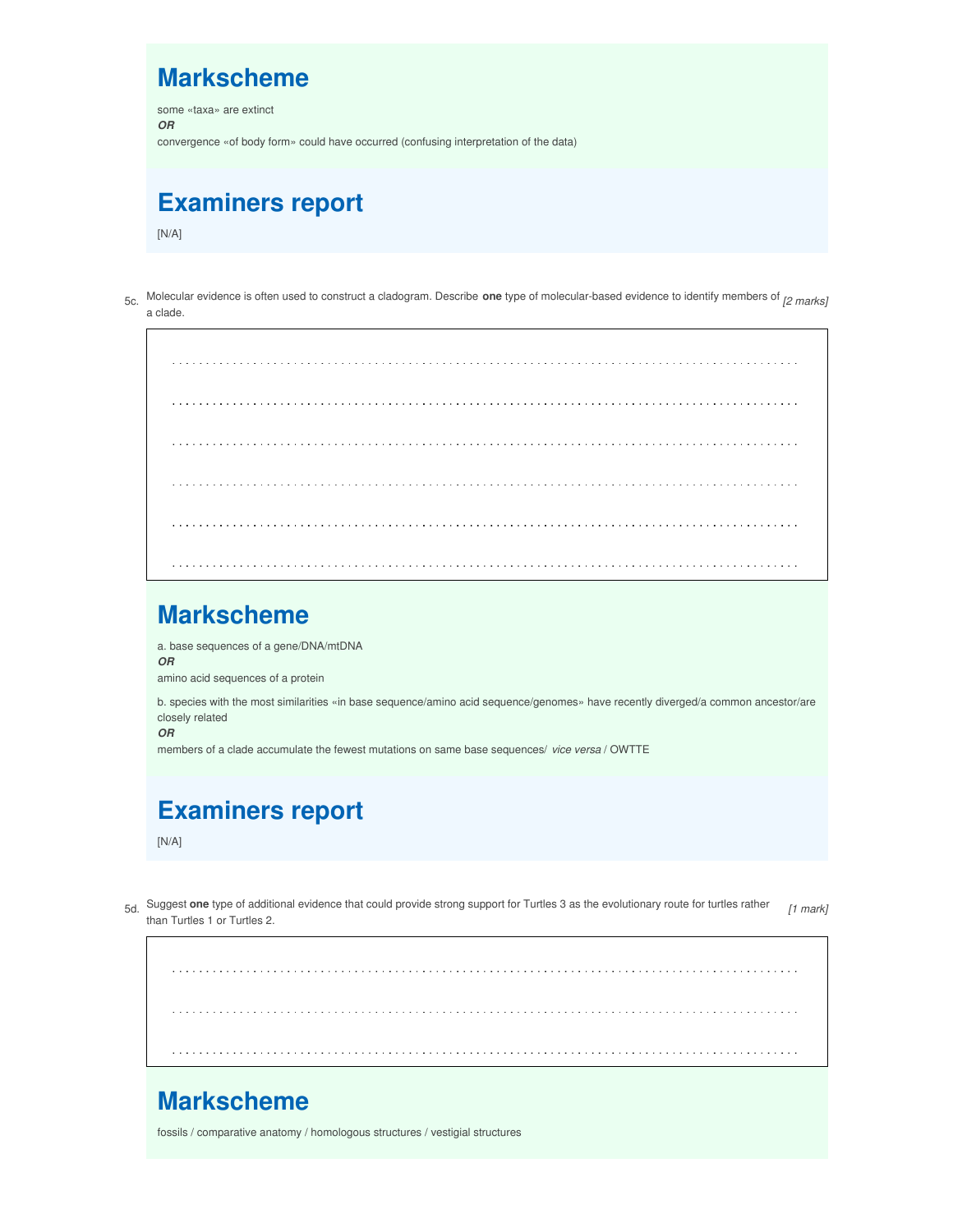## Markscheme

some «taxa» are extinct

***OR***

convergence «of body form» could have occurred (confusing interpretation of the data)

## Examiners report

[N/A]

5c. Molecular evidence is often used to construct a cladogram. Describe **one** type of molecular-based evidence to identify members of a clade. *[2 marks]*

## Markscheme

a. base sequences of a gene/DNA/mtDNA

***OR***

amino acid sequences of a protein

b. species with the most similarities «in base sequence/amino acid sequence/genomes» have recently diverged/a common ancestor/are closely related

***OR***

members of a clade accumulate the fewest mutations on same base sequences/ *vice versa* / OWTTE

## Examiners report

[N/A]

5d. Suggest **one** type of additional evidence that could provide strong support for Turtles 3 as the evolutionary route for turtles rather than Turtles 1 or Turtles 2. *[1 mark]*

## Markscheme

fossils / comparative anatomy / homologous structures / vestigial structures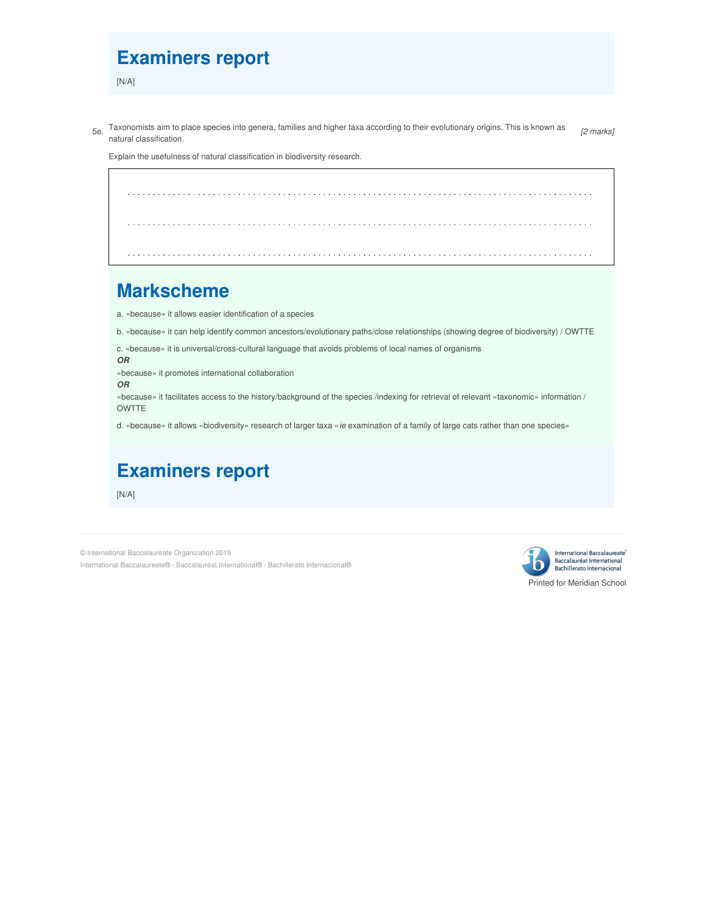## Examiners report

[N/A]

5e. Taxonomists aim to place species into genera, families and higher taxa according to their evolutionary origins. This is known as natural classification. *[2 marks]*

Explain the usefulness of natural classification in biodiversity research.

. . . . . . . . . . . . . . . . . . . . . . . . . . . . . . . . . . . . . . . . . . . . . . . . . . . . . . . . . . . . . . . . . . . . . . . . . . . . . . . . . .

. . . . . . . . . . . . . . . . . . . . . . . . . . . . . . . . . . . . . . . . . . . . . . . . . . . . . . . . . . . . . . . . . . . . . . . . . . . . . . . . . .

. . . . . . . . . . . . . . . . . . . . . . . . . . . . . . . . . . . . . . . . . . . . . . . . . . . . . . . . . . . . . . . . . . . . . . . . . . . . . . . . . .

## Markscheme

a. «because» it allows easier identification of a species

b. «because» it can help identify common ancestors/evolutionary paths/close relationships (showing degree of biodiversity) / OWTTE

c. «because» it is universal/cross-cultural language that avoids problems of local names of organisms

***OR***

«because» it promotes international collaboration

***OR***

«because» it facilitates access to the history/background of the species /indexing for retrieval of relevant «taxonomic» information / OWTTE

d. «because» it allows «biodiversity» research of larger taxa «*ie* examination of a family of large cats rather than one species»

## Examiners report

[N/A]

© International Baccalaureate Organization 2019

International Baccalaureate® - Baccalauréat International® - Bachillerato Internacional®

Printed for Meridian School